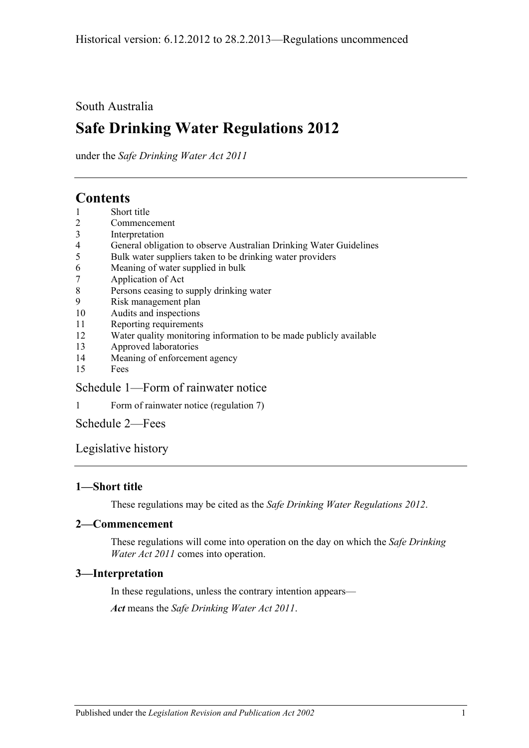South Australia

# Safe Drinking Water Regulations 2012

under the *Safe Drinking Water Act 2011*

## Contents

1 Short title
2 Commencement
3 Interpretation
4 General obligation to observe Australian Drinking Water Guidelines
5 Bulk water suppliers taken to be drinking water providers
6 Meaning of water supplied in bulk
7 Application of Act
8 Persons ceasing to supply drinking water
9 Risk management plan
10 Audits and inspections
11 Reporting requirements
12 Water quality monitoring information to be made publicly available
13 Approved laboratories
14 Meaning of enforcement agency
15 Fees

Schedule 1—Form of rainwater notice

1 Form of rainwater notice (regulation 7)

Schedule 2—Fees

Legislative history

### 1—Short title

These regulations may be cited as the *Safe Drinking Water Regulations 2012*.

### 2—Commencement

These regulations will come into operation on the day on which the *Safe Drinking Water Act 2011* comes into operation.

### 3—Interpretation

In these regulations, unless the contrary intention appears—

***Act*** means the *Safe Drinking Water Act 2011*.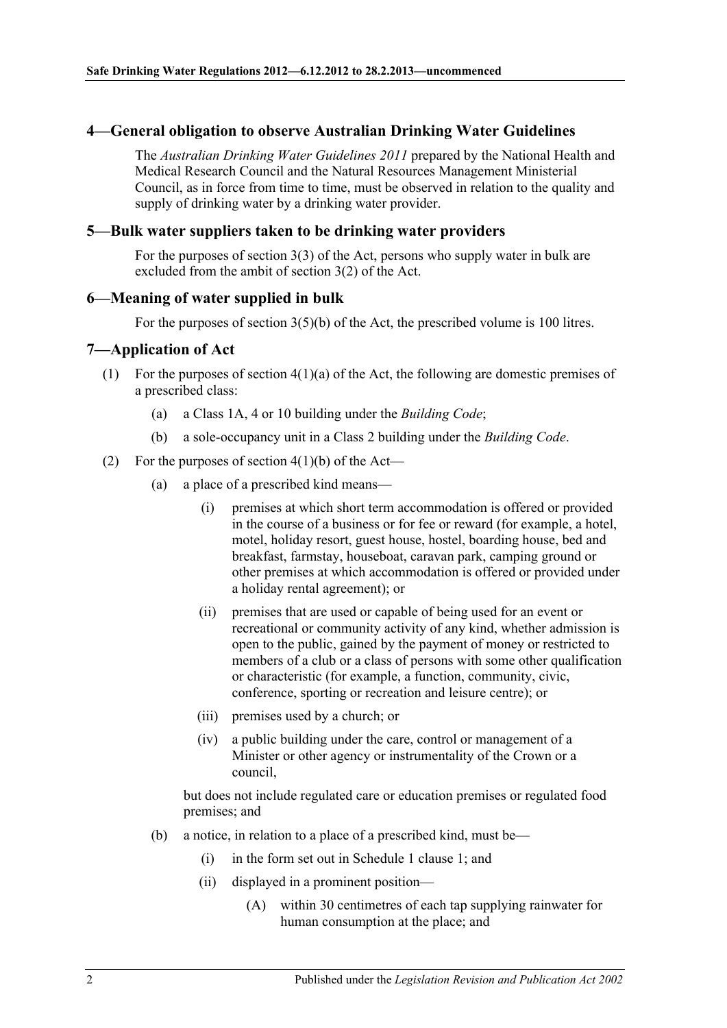## 4—General obligation to observe Australian Drinking Water Guidelines

The *Australian Drinking Water Guidelines 2011* prepared by the National Health and Medical Research Council and the Natural Resources Management Ministerial Council, as in force from time to time, must be observed in relation to the quality and supply of drinking water by a drinking water provider.

## 5—Bulk water suppliers taken to be drinking water providers

For the purposes of section 3(3) of the Act, persons who supply water in bulk are excluded from the ambit of section 3(2) of the Act.

## 6—Meaning of water supplied in bulk

For the purposes of section 3(5)(b) of the Act, the prescribed volume is 100 litres.

## 7—Application of Act

(1) For the purposes of section 4(1)(a) of the Act, the following are domestic premises of a prescribed class:

- (a) a Class 1A, 4 or 10 building under the *Building Code*;
- (b) a sole-occupancy unit in a Class 2 building under the *Building Code*.

(2) For the purposes of section 4(1)(b) of the Act—

- (a) a place of a prescribed kind means—
  - (i) premises at which short term accommodation is offered or provided in the course of a business or for fee or reward (for example, a hotel, motel, holiday resort, guest house, hostel, boarding house, bed and breakfast, farmstay, houseboat, caravan park, camping ground or other premises at which accommodation is offered or provided under a holiday rental agreement); or
  - (ii) premises that are used or capable of being used for an event or recreational or community activity of any kind, whether admission is open to the public, gained by the payment of money or restricted to members of a club or a class of persons with some other qualification or characteristic (for example, a function, community, civic, conference, sporting or recreation and leisure centre); or
  - (iii) premises used by a church; or
  - (iv) a public building under the care, control or management of a Minister or other agency or instrumentality of the Crown or a council,

  but does not include regulated care or education premises or regulated food premises; and

- (b) a notice, in relation to a place of a prescribed kind, must be—
  - (i) in the form set out in Schedule 1 clause 1; and
  - (ii) displayed in a prominent position—
    - (A) within 30 centimetres of each tap supplying rainwater for human consumption at the place; and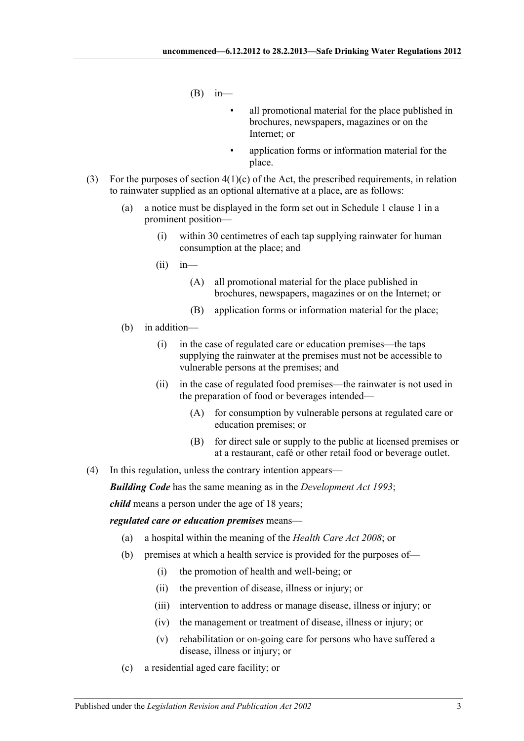(B) in—

- all promotional material for the place published in brochures, newspapers, magazines or on the Internet; or
- application forms or information material for the place.

(3) For the purposes of section 4(1)(c) of the Act, the prescribed requirements, in relation to rainwater supplied as an optional alternative at a place, are as follows:

(a) a notice must be displayed in the form set out in Schedule 1 clause 1 in a prominent position—

(i) within 30 centimetres of each tap supplying rainwater for human consumption at the place; and

(ii) in—

(A) all promotional material for the place published in brochures, newspapers, magazines or on the Internet; or

(B) application forms or information material for the place;

(b) in addition—

(i) in the case of regulated care or education premises—the taps supplying the rainwater at the premises must not be accessible to vulnerable persons at the premises; and

(ii) in the case of regulated food premises—the rainwater is not used in the preparation of food or beverages intended—

(A) for consumption by vulnerable persons at regulated care or education premises; or

(B) for direct sale or supply to the public at licensed premises or at a restaurant, café or other retail food or beverage outlet.

(4) In this regulation, unless the contrary intention appears—

***Building Code*** has the same meaning as in the *Development Act 1993*;

***child*** means a person under the age of 18 years;

***regulated care or education premises*** means—

(a) a hospital within the meaning of the *Health Care Act 2008*; or

(b) premises at which a health service is provided for the purposes of—

(i) the promotion of health and well-being; or

(ii) the prevention of disease, illness or injury; or

(iii) intervention to address or manage disease, illness or injury; or

(iv) the management or treatment of disease, illness or injury; or

(v) rehabilitation or on-going care for persons who have suffered a disease, illness or injury; or

(c) a residential aged care facility; or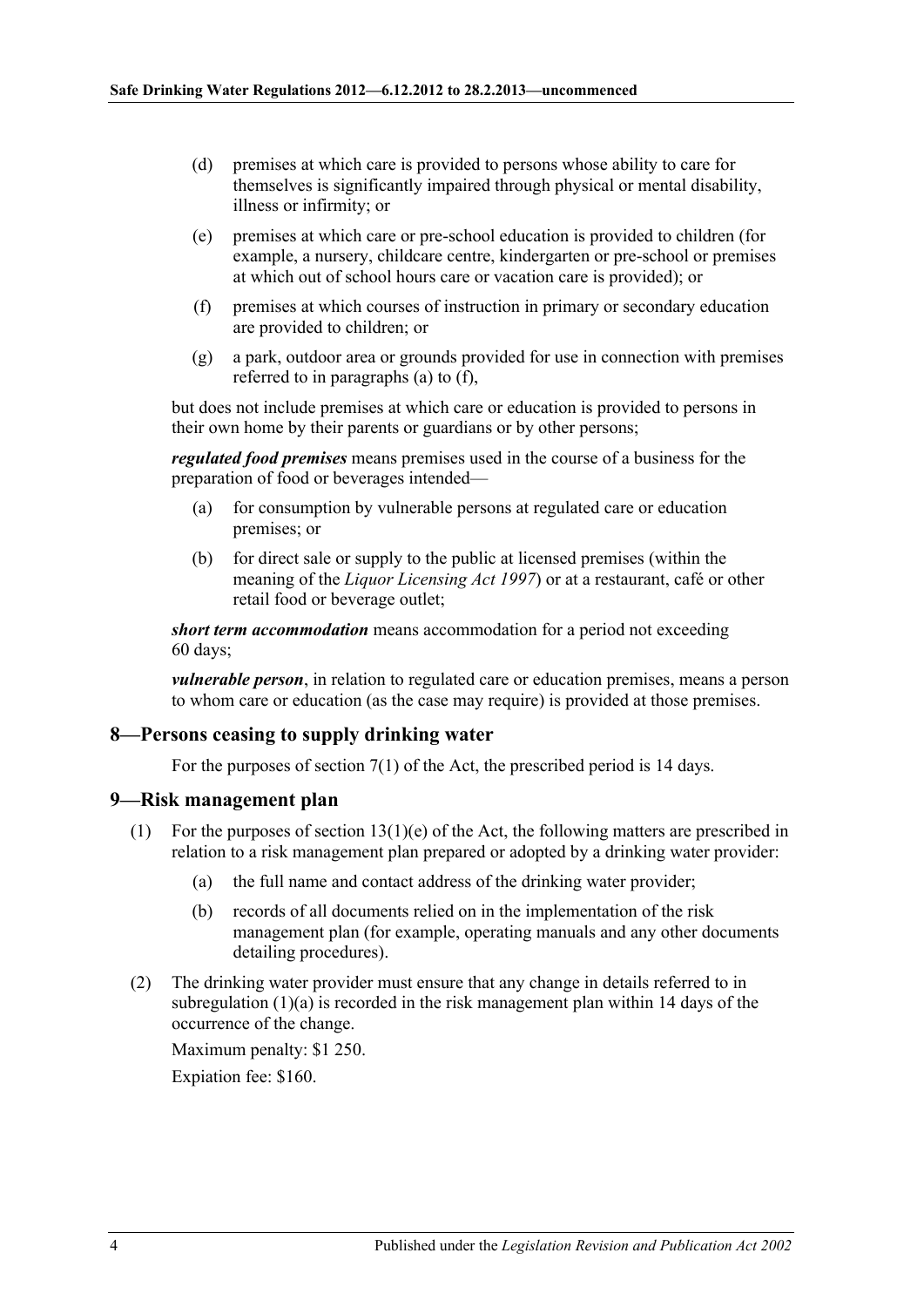(d) premises at which care is provided to persons whose ability to care for themselves is significantly impaired through physical or mental disability, illness or infirmity; or

(e) premises at which care or pre-school education is provided to children (for example, a nursery, childcare centre, kindergarten or pre-school or premises at which out of school hours care or vacation care is provided); or

(f) premises at which courses of instruction in primary or secondary education are provided to children; or

(g) a park, outdoor area or grounds provided for use in connection with premises referred to in paragraphs (a) to (f),

but does not include premises at which care or education is provided to persons in their own home by their parents or guardians or by other persons;

***regulated food premises*** means premises used in the course of a business for the preparation of food or beverages intended—

(a) for consumption by vulnerable persons at regulated care or education premises; or

(b) for direct sale or supply to the public at licensed premises (within the meaning of the *Liquor Licensing Act 1997*) or at a restaurant, café or other retail food or beverage outlet;

***short term accommodation*** means accommodation for a period not exceeding 60 days;

***vulnerable person***, in relation to regulated care or education premises, means a person to whom care or education (as the case may require) is provided at those premises.

## 8—Persons ceasing to supply drinking water

For the purposes of section 7(1) of the Act, the prescribed period is 14 days.

## 9—Risk management plan

(1) For the purposes of section 13(1)(e) of the Act, the following matters are prescribed in relation to a risk management plan prepared or adopted by a drinking water provider:

(a) the full name and contact address of the drinking water provider;

(b) records of all documents relied on in the implementation of the risk management plan (for example, operating manuals and any other documents detailing procedures).

(2) The drinking water provider must ensure that any change in details referred to in subregulation (1)(a) is recorded in the risk management plan within 14 days of the occurrence of the change.

Maximum penalty: $1 250.

Expiation fee: $160.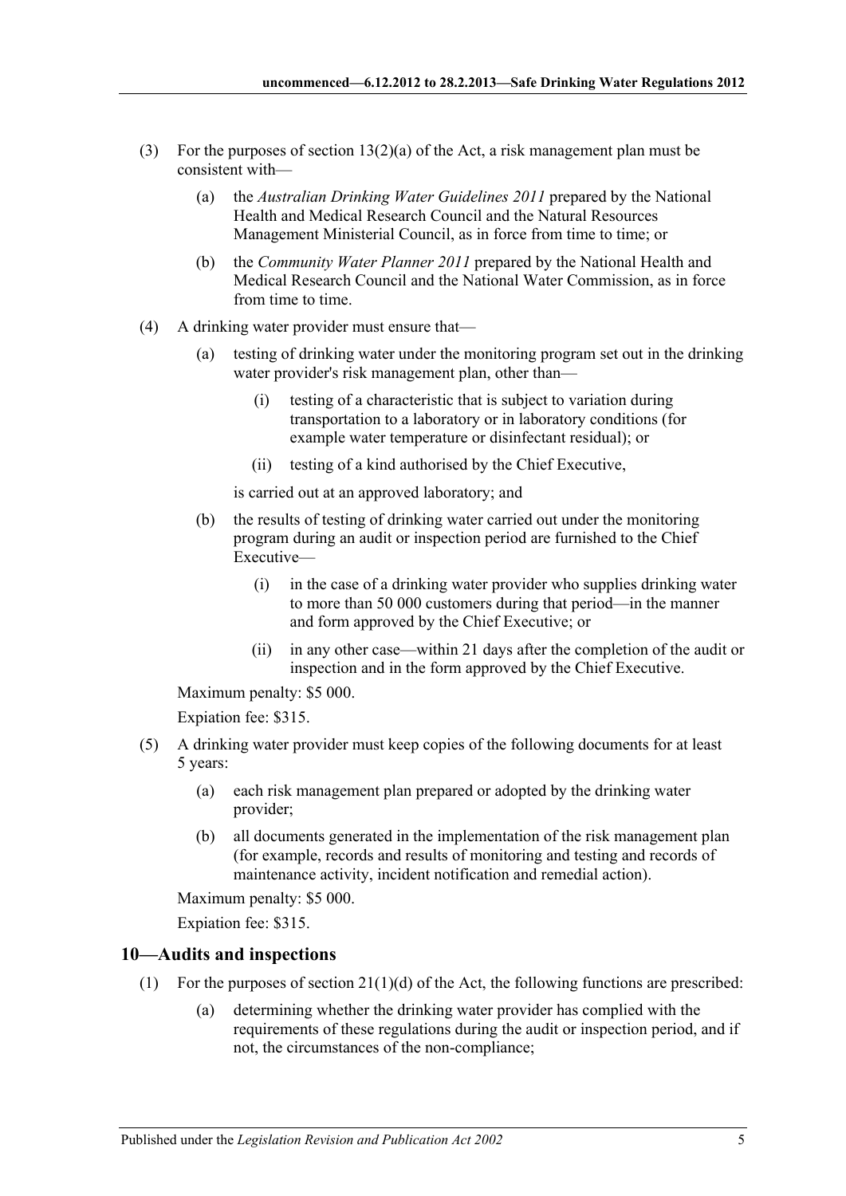(3) For the purposes of section 13(2)(a) of the Act, a risk management plan must be consistent with—

   (a) the *Australian Drinking Water Guidelines 2011* prepared by the National Health and Medical Research Council and the Natural Resources Management Ministerial Council, as in force from time to time; or

   (b) the *Community Water Planner 2011* prepared by the National Health and Medical Research Council and the National Water Commission, as in force from time to time.

(4) A drinking water provider must ensure that—

   (a) testing of drinking water under the monitoring program set out in the drinking water provider's risk management plan, other than—

      (i) testing of a characteristic that is subject to variation during transportation to a laboratory or in laboratory conditions (for example water temperature or disinfectant residual); or

      (ii) testing of a kind authorised by the Chief Executive,

   is carried out at an approved laboratory; and

   (b) the results of testing of drinking water carried out under the monitoring program during an audit or inspection period are furnished to the Chief Executive—

      (i) in the case of a drinking water provider who supplies drinking water to more than 50 000 customers during that period—in the manner and form approved by the Chief Executive; or

      (ii) in any other case—within 21 days after the completion of the audit or inspection and in the form approved by the Chief Executive.

Maximum penalty: $5 000.

Expiation fee: $315.

(5) A drinking water provider must keep copies of the following documents for at least 5 years:

   (a) each risk management plan prepared or adopted by the drinking water provider;

   (b) all documents generated in the implementation of the risk management plan (for example, records and results of monitoring and testing and records of maintenance activity, incident notification and remedial action).

Maximum penalty: $5 000.

Expiation fee: $315.

## 10—Audits and inspections

(1) For the purposes of section 21(1)(d) of the Act, the following functions are prescribed:

   (a) determining whether the drinking water provider has complied with the requirements of these regulations during the audit or inspection period, and if not, the circumstances of the non-compliance;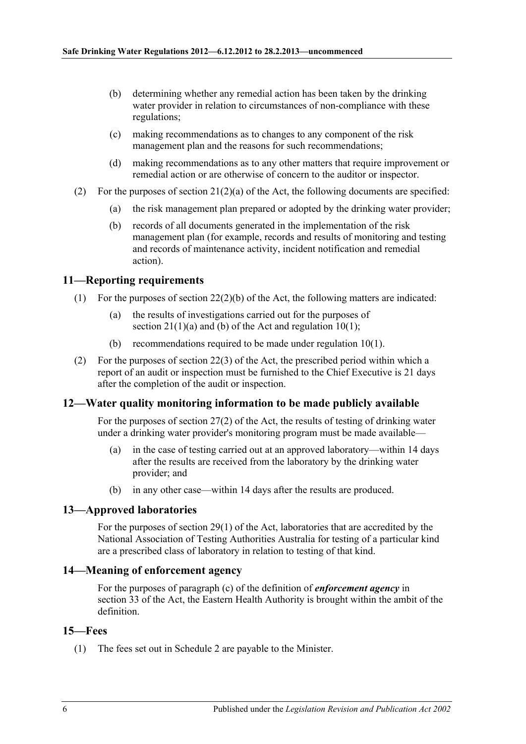(b) determining whether any remedial action has been taken by the drinking water provider in relation to circumstances of non-compliance with these regulations;

(c) making recommendations as to changes to any component of the risk management plan and the reasons for such recommendations;

(d) making recommendations as to any other matters that require improvement or remedial action or are otherwise of concern to the auditor or inspector.

(2) For the purposes of section 21(2)(a) of the Act, the following documents are specified:

(a) the risk management plan prepared or adopted by the drinking water provider;

(b) records of all documents generated in the implementation of the risk management plan (for example, records and results of monitoring and testing and records of maintenance activity, incident notification and remedial action).

## 11—Reporting requirements

(1) For the purposes of section 22(2)(b) of the Act, the following matters are indicated:

(a) the results of investigations carried out for the purposes of section 21(1)(a) and (b) of the Act and regulation 10(1);

(b) recommendations required to be made under regulation 10(1).

(2) For the purposes of section 22(3) of the Act, the prescribed period within which a report of an audit or inspection must be furnished to the Chief Executive is 21 days after the completion of the audit or inspection.

## 12—Water quality monitoring information to be made publicly available

For the purposes of section 27(2) of the Act, the results of testing of drinking water under a drinking water provider's monitoring program must be made available—

(a) in the case of testing carried out at an approved laboratory—within 14 days after the results are received from the laboratory by the drinking water provider; and

(b) in any other case—within 14 days after the results are produced.

## 13—Approved laboratories

For the purposes of section 29(1) of the Act, laboratories that are accredited by the National Association of Testing Authorities Australia for testing of a particular kind are a prescribed class of laboratory in relation to testing of that kind.

## 14—Meaning of enforcement agency

For the purposes of paragraph (c) of the definition of ***enforcement agency*** in section 33 of the Act, the Eastern Health Authority is brought within the ambit of the definition.

## 15—Fees

(1) The fees set out in Schedule 2 are payable to the Minister.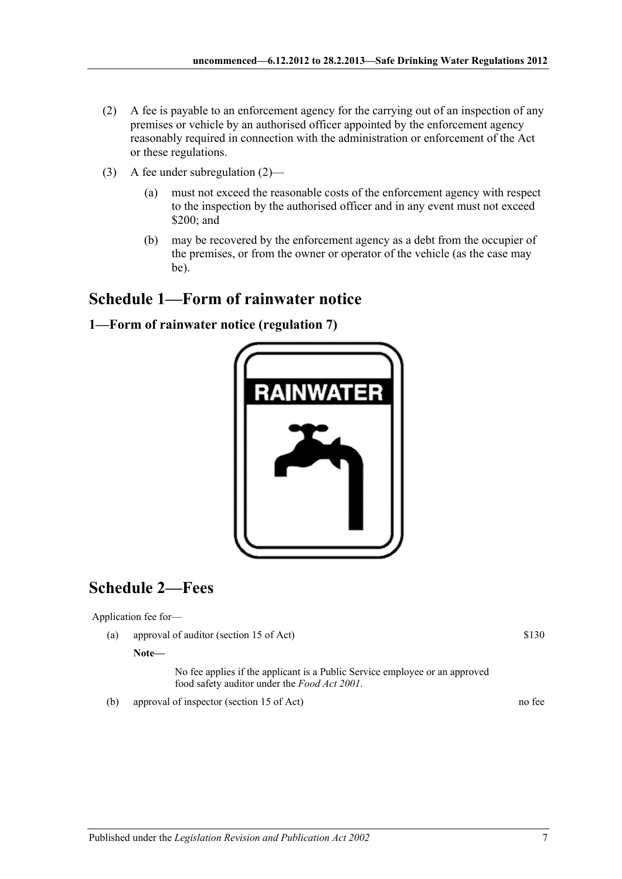(2) A fee is payable to an enforcement agency for the carrying out of an inspection of any premises or vehicle by an authorised officer appointed by the enforcement agency reasonably required in connection with the administration or enforcement of the Act or these regulations.

(3) A fee under subregulation (2)—

(a) must not exceed the reasonable costs of the enforcement agency with respect to the inspection by the authorised officer and in any event must not exceed $200; and

(b) may be recovered by the enforcement agency as a debt from the occupier of the premises, or from the owner or operator of the vehicle (as the case may be).

## Schedule 1—Form of rainwater notice

### 1—Form of rainwater notice (regulation 7)

RAINWATER

## Schedule 2—Fees

Application fee for—

| | | |
|---|---|---|
| (a) | approval of auditor (section 15 of Act) | $130 |
| | **Note—** No fee applies if the applicant is a Public Service employee or an approved food safety auditor under the *Food Act 2001*. | |
| (b) | approval of inspector (section 15 of Act) | no fee |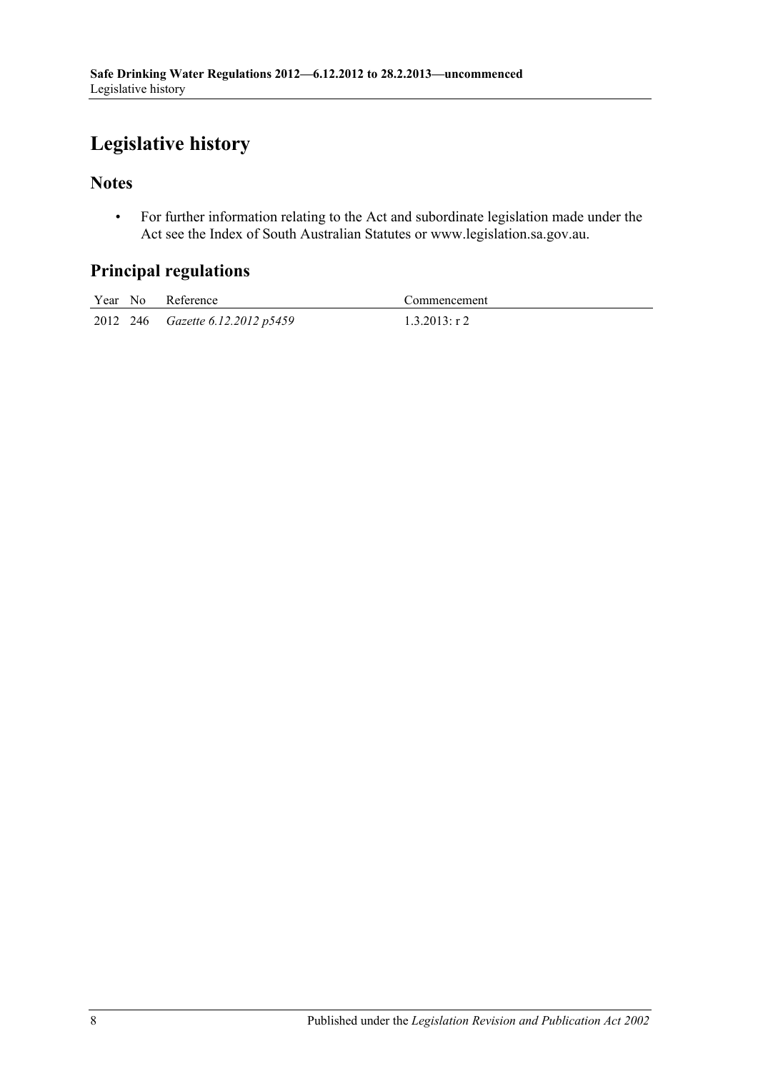# Legislative history

## Notes

- For further information relating to the Act and subordinate legislation made under the Act see the Index of South Australian Statutes or www.legislation.sa.gov.au.

## Principal regulations

| Year | No | Reference | Commencement |
| --- | --- | --- | --- |
| 2012 | 246 | *Gazette 6.12.2012 p5459* | 1.3.2013: r 2 |